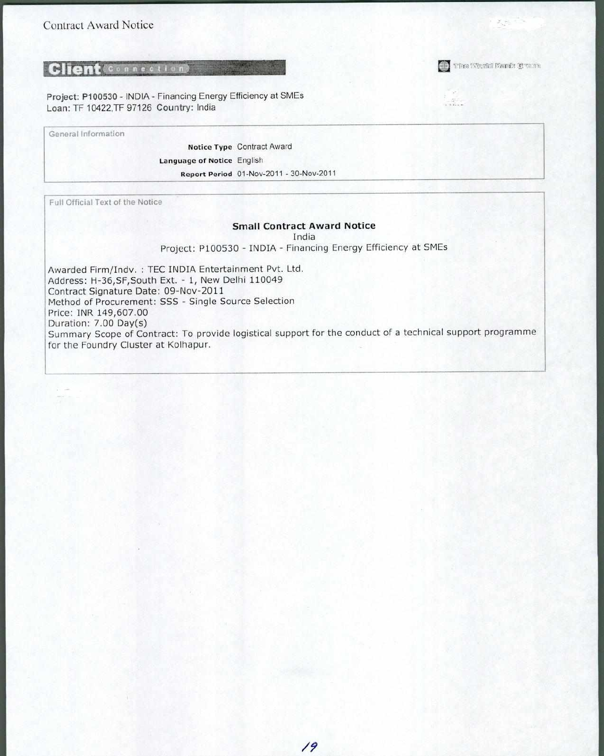Contract Award Notice

**Client** Connection

The World Bank Group

**Project: P100530** - INDIA - Financing Energy Efficiency at SMEs
**Loan:** TF 10422,TF 97126 **Country:** India

General Information

**Notice Type** Contract Award
**Language of Notice** English
**Report Period** 01-Nov-2011 - 30-Nov-2011

Full Official Text of the Notice

## Small Contract Award Notice

India
Project: P100530 - INDIA - Financing Energy Efficiency at SMEs

Awarded Firm/Indv. : TEC INDIA Entertainment Pvt. Ltd.
Address: H-36,SF,South Ext. - 1, New Delhi 110049
Contract Signature Date: 09-Nov-2011
Method of Procurement: SSS - Single Source Selection
Price: INR 149,607.00
Duration: 7.00 Day(s)
Summary Scope of Contract: To provide logistical support for the conduct of a technical support programme for the Foundry Cluster at Kolhapur.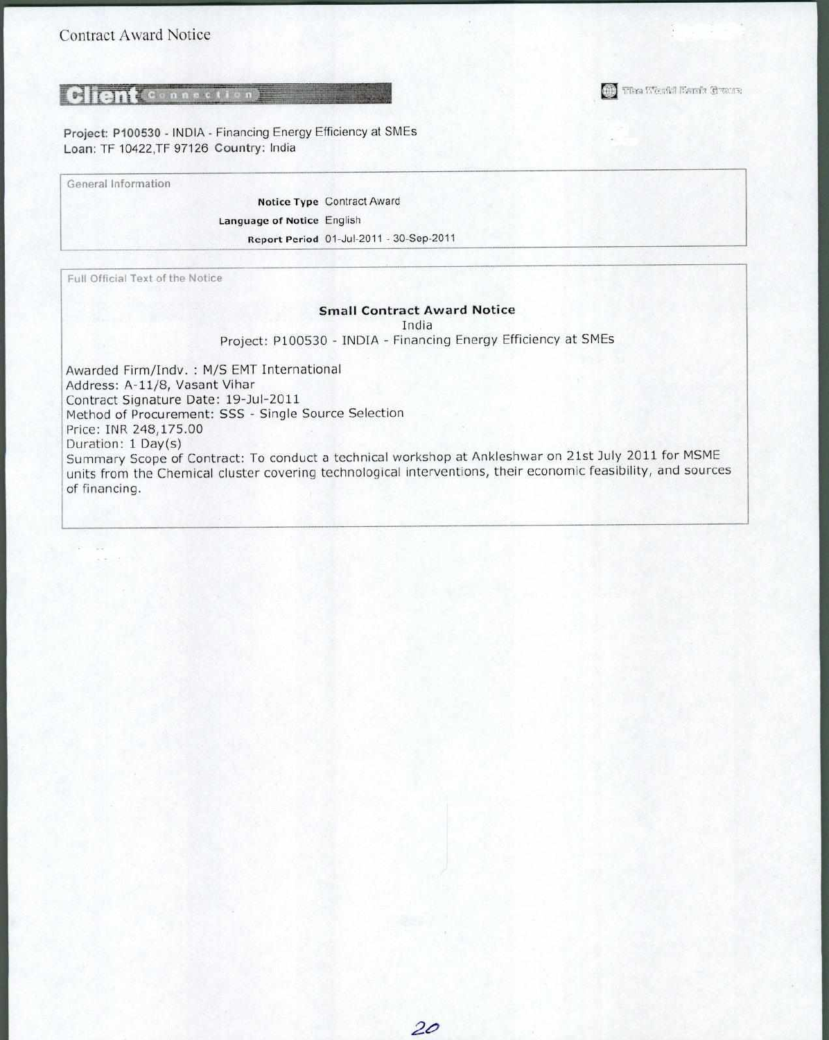Contract Award Notice

**Client Connection**

The World Bank Group

**Project:** P100530 - INDIA - Financing Energy Efficiency at SMEs
**Loan:** TF 10422,TF 97126 **Country:** India

General Information

**Notice Type** Contract Award
**Language of Notice** English
**Report Period** 01-Jul-2011 - 30-Sep-2011

Full Official Text of the Notice

**Small Contract Award Notice**
India
Project: P100530 - INDIA - Financing Energy Efficiency at SMEs

Awarded Firm/Indv. : M/S EMT International
Address: A-11/8, Vasant Vihar
Contract Signature Date: 19-Jul-2011
Method of Procurement: SSS - Single Source Selection
Price: INR 248,175.00
Duration: 1 Day(s)
Summary Scope of Contract: To conduct a technical workshop at Ankleshwar on 21st July 2011 for MSME units from the Chemical cluster covering technological interventions, their economic feasibility, and sources of financing.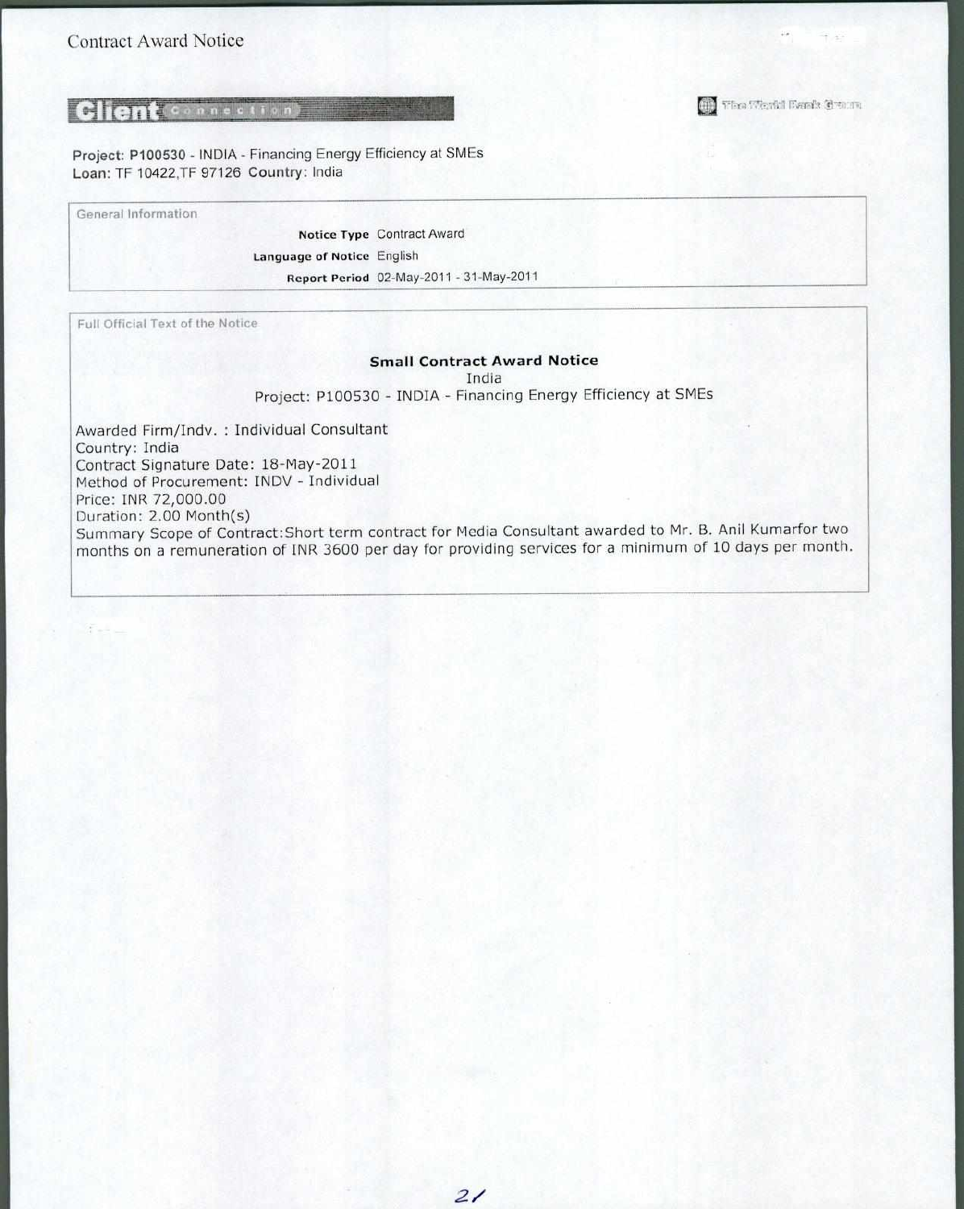Contract Award Notice

**Client Connection** The World Bank Group

**Project: P100530** - INDIA - Financing Energy Efficiency at SMEs
**Loan:** TF 10422,TF 97126 **Country:** India

General Information

| | |
|---|---|
| **Notice Type** | Contract Award |
| **Language of Notice** | English |
| **Report Period** | 02-May-2011 - 31-May-2011 |

Full Official Text of the Notice

**Small Contract Award Notice**
India
Project: P100530 - INDIA - Financing Energy Efficiency at SMEs

Awarded Firm/Indv. : Individual Consultant
Country: India
Contract Signature Date: 18-May-2011
Method of Procurement: INDV - Individual
Price: INR 72,000.00
Duration: 2.00 Month(s)
Summary Scope of Contract:Short term contract for Media Consultant awarded to Mr. B. Anil Kumarfor two months on a remuneration of INR 3600 per day for providing services for a minimum of 10 days per month.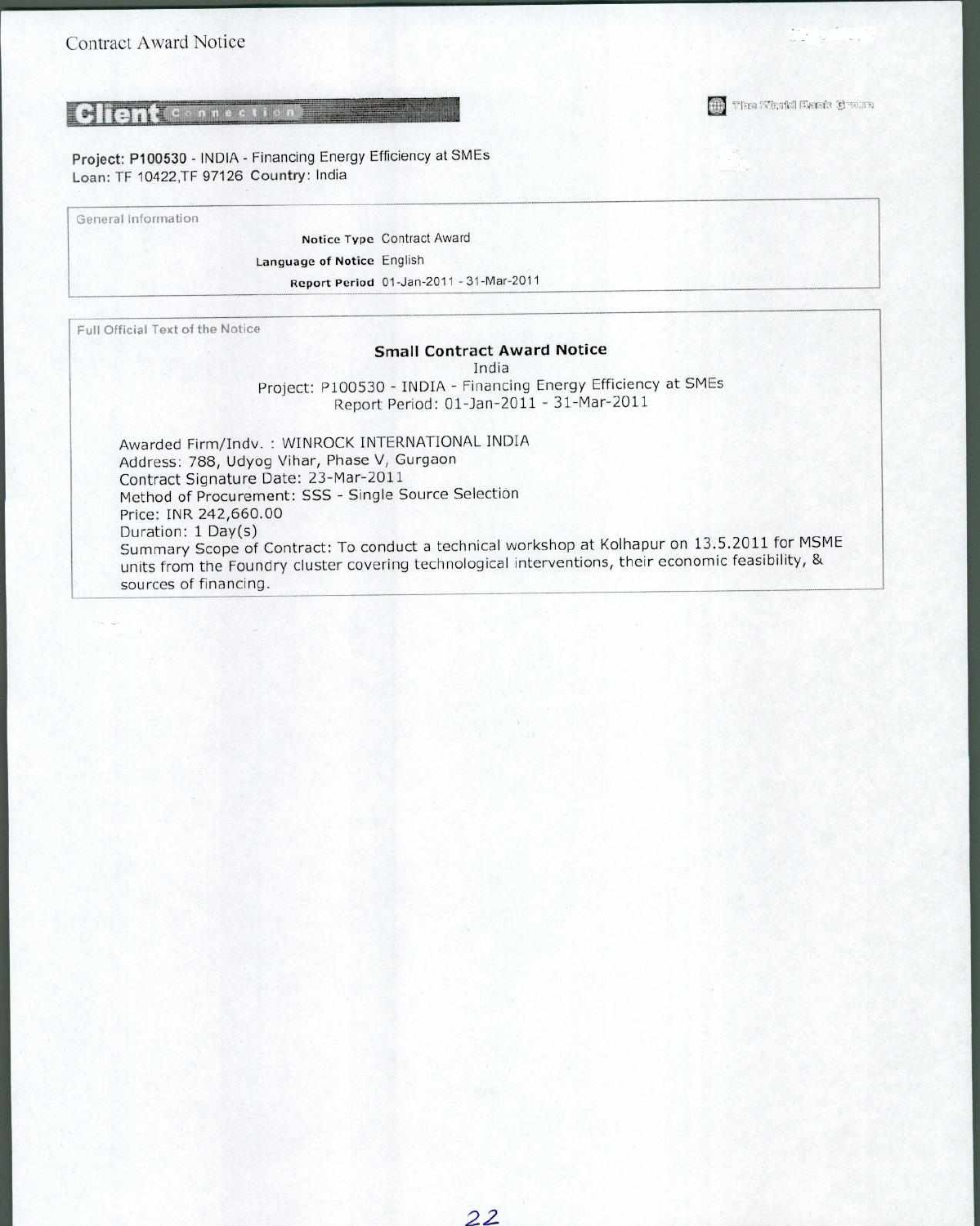Contract Award Notice

**Client Connection**

The World Bank Group

**Project: P100530** - INDIA - Financing Energy Efficiency at SMEs
**Loan:** TF 10422,TF 97126 **Country:** India

General Information

**Notice Type** Contract Award
**Language of Notice** English
**Report Period** 01-Jan-2011 - 31-Mar-2011

Full Official Text of the Notice

## Small Contract Award Notice

India
Project: P100530 - INDIA - Financing Energy Efficiency at SMEs
Report Period: 01-Jan-2011 - 31-Mar-2011

Awarded Firm/Indv. : WINROCK INTERNATIONAL INDIA
Address: 788, Udyog Vihar, Phase V, Gurgaon
Contract Signature Date: 23-Mar-2011
Method of Procurement: SSS - Single Source Selection
Price: INR 242,660.00
Duration: 1 Day(s)
Summary Scope of Contract: To conduct a technical workshop at Kolhapur on 13.5.2011 for MSME units from the Foundry cluster covering technological interventions, their economic feasibility, & sources of financing.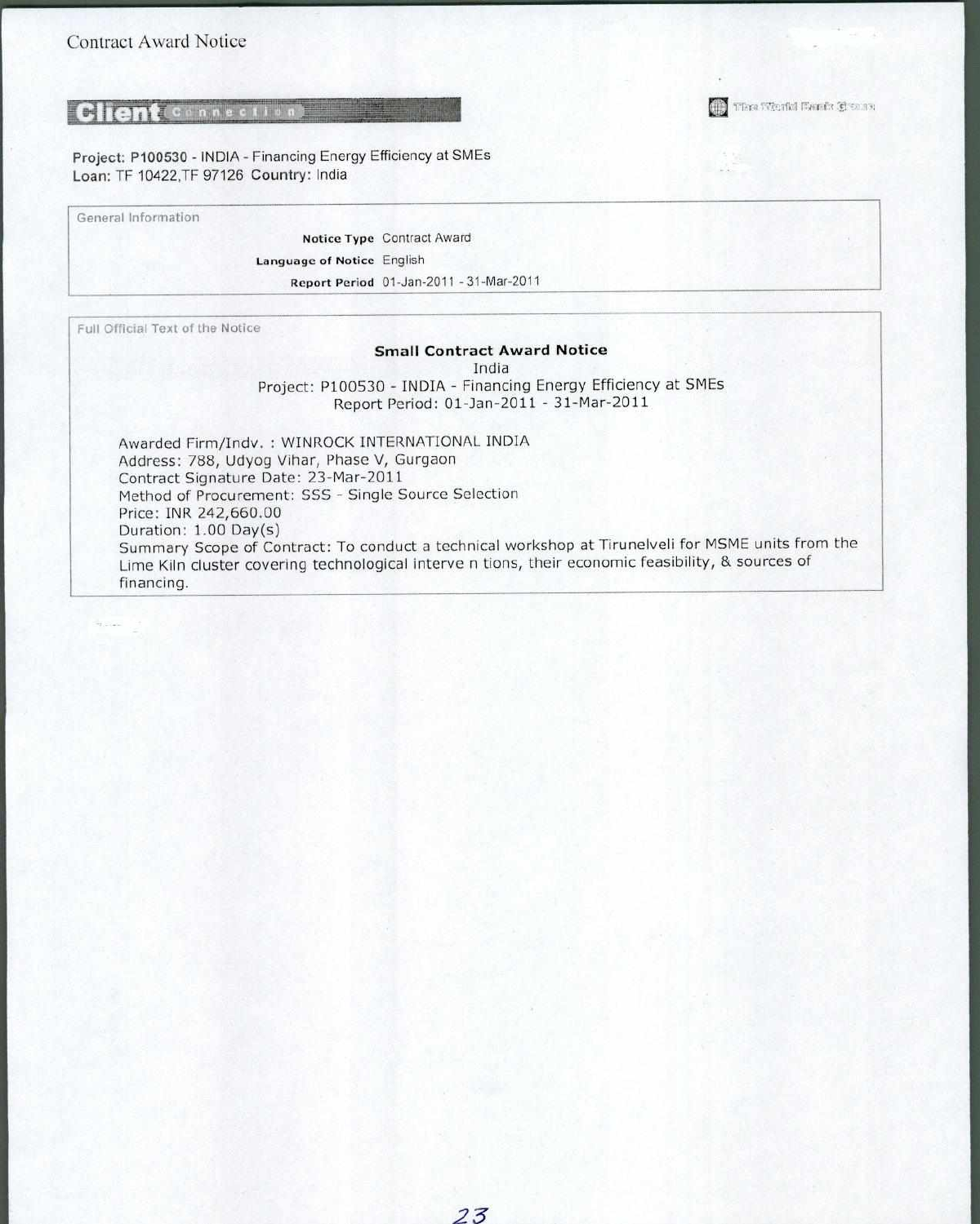Contract Award Notice

**Client** Connection

The World Bank Group

**Project:** P100530 - INDIA - Financing Energy Efficiency at SMEs
**Loan:** TF 10422,TF 97126 **Country:** India

General Information

| | |
|---|---|
| **Notice Type** | Contract Award |
| **Language of Notice** | English |
| **Report Period** | 01-Jan-2011 - 31-Mar-2011 |

Full Official Text of the Notice

**Small Contract Award Notice**

India

Project: P100530 - INDIA - Financing Energy Efficiency at SMEs

Report Period: 01-Jan-2011 - 31-Mar-2011

Awarded Firm/Indv. : WINROCK INTERNATIONAL INDIA
Address: 788, Udyog Vihar, Phase V, Gurgaon
Contract Signature Date: 23-Mar-2011
Method of Procurement: SSS - Single Source Selection
Price: INR 242,660.00
Duration: 1.00 Day(s)
Summary Scope of Contract: To conduct a technical workshop at Tirunelveli for MSME units from the Lime Kiln cluster covering technological interve n tions, their economic feasibility, & sources of financing.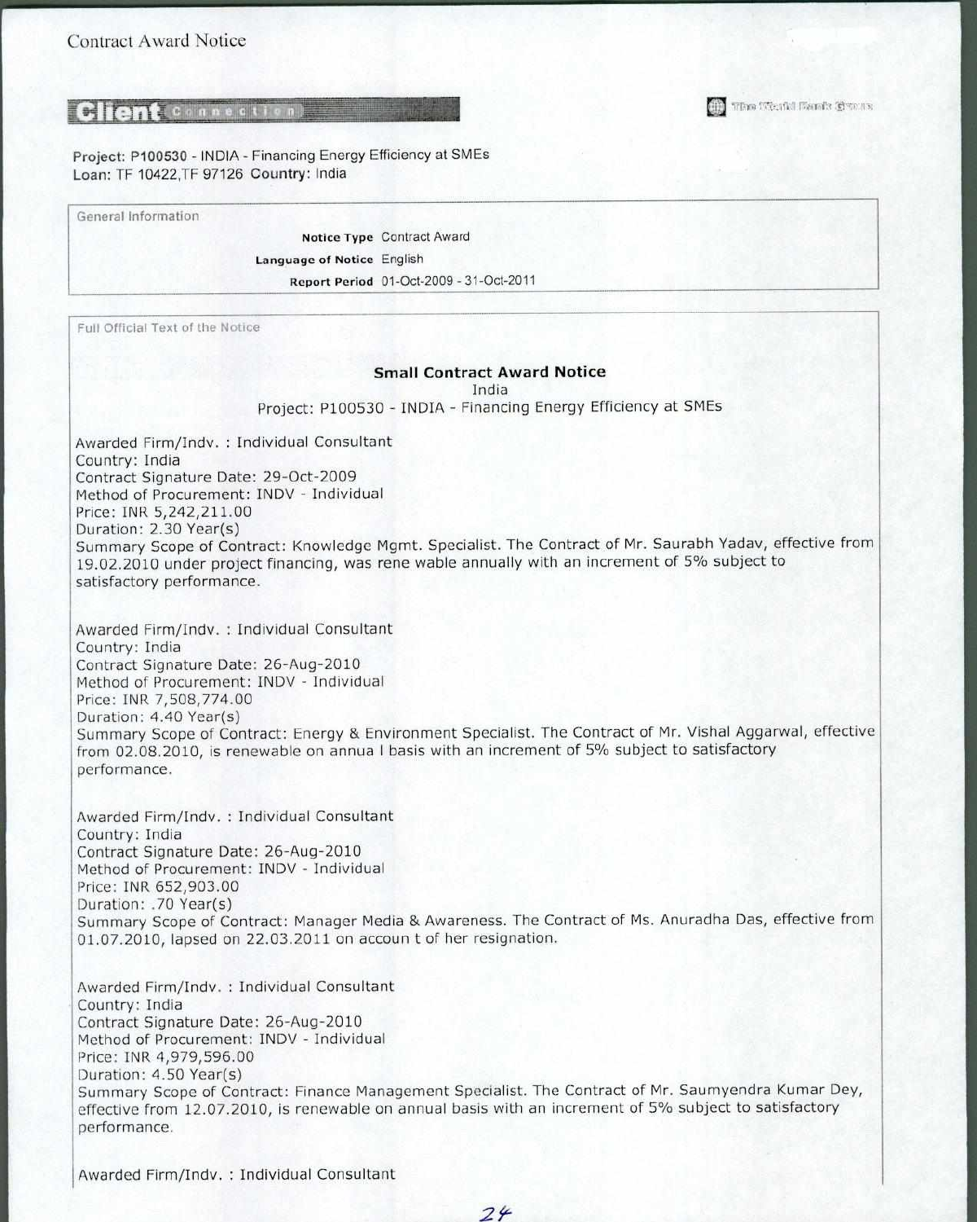Contract Award Notice

**Client Connection** — The World Bank Group

Project: P100530 - INDIA - Financing Energy Efficiency at SMEs
Loan: TF 10422,TF 97126 Country: India

General Information

| | |
|---|---|
| **Notice Type** | Contract Award |
| **Language of Notice** | English |
| **Report Period** | 01-Oct-2009 - 31-Oct-2011 |

Full Official Text of the Notice

## Small Contract Award Notice

India
Project: P100530 - INDIA - Financing Energy Efficiency at SMEs

Awarded Firm/Indv. : Individual Consultant
Country: India
Contract Signature Date: 29-Oct-2009
Method of Procurement: INDV - Individual
Price: INR 5,242,211.00
Duration: 2.30 Year(s)
Summary Scope of Contract: Knowledge Mgmt. Specialist. The Contract of Mr. Saurabh Yadav, effective from 19.02.2010 under project financing, was rene wable annually with an increment of 5% subject to satisfactory performance.

Awarded Firm/Indv. : Individual Consultant
Country: India
Contract Signature Date: 26-Aug-2010
Method of Procurement: INDV - Individual
Price: INR 7,508,774.00
Duration: 4.40 Year(s)
Summary Scope of Contract: Energy & Environment Specialist. The Contract of Mr. Vishal Aggarwal, effective from 02.08.2010, is renewable on annua l basis with an increment of 5% subject to satisfactory performance.

Awarded Firm/Indv. : Individual Consultant
Country: India
Contract Signature Date: 26-Aug-2010
Method of Procurement: INDV - Individual
Price: INR 652,903.00
Duration: .70 Year(s)
Summary Scope of Contract: Manager Media & Awareness. The Contract of Ms. Anuradha Das, effective from 01.07.2010, lapsed on 22.03.2011 on accoun t of her resignation.

Awarded Firm/Indv. : Individual Consultant
Country: India
Contract Signature Date: 26-Aug-2010
Method of Procurement: INDV - Individual
Price: INR 4,979,596.00
Duration: 4.50 Year(s)
Summary Scope of Contract: Finance Management Specialist. The Contract of Mr. Saumyendra Kumar Dey, effective from 12.07.2010, is renewable on annual basis with an increment of 5% subject to satisfactory performance.

Awarded Firm/Indv. : Individual Consultant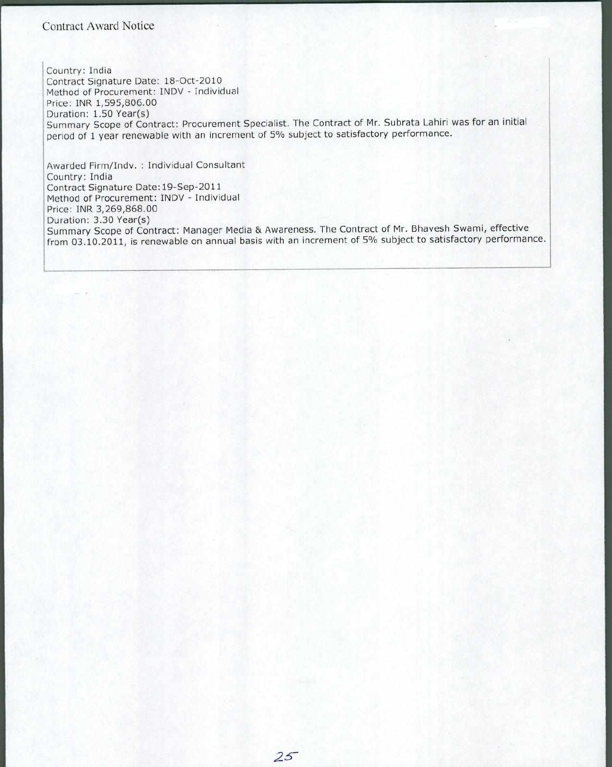Contract Award Notice

Country: India
Contract Signature Date: 18-Oct-2010
Method of Procurement: INDV - Individual
Price: INR 1,595,806.00
Duration: 1.50 Year(s)
Summary Scope of Contract: Procurement Specialist. The Contract of Mr. Subrata Lahiri was for an initial period of 1 year renewable with an increment of 5% subject to satisfactory performance.

Awarded Firm/Indv. : Individual Consultant
Country: India
Contract Signature Date:19-Sep-2011
Method of Procurement: INDV - Individual
Price: INR 3,269,868.00
Duration: 3.30 Year(s)
Summary Scope of Contract: Manager Media & Awareness. The Contract of Mr. Bhavesh Swami, effective from 03.10.2011, is renewable on annual basis with an increment of 5% subject to satisfactory performance.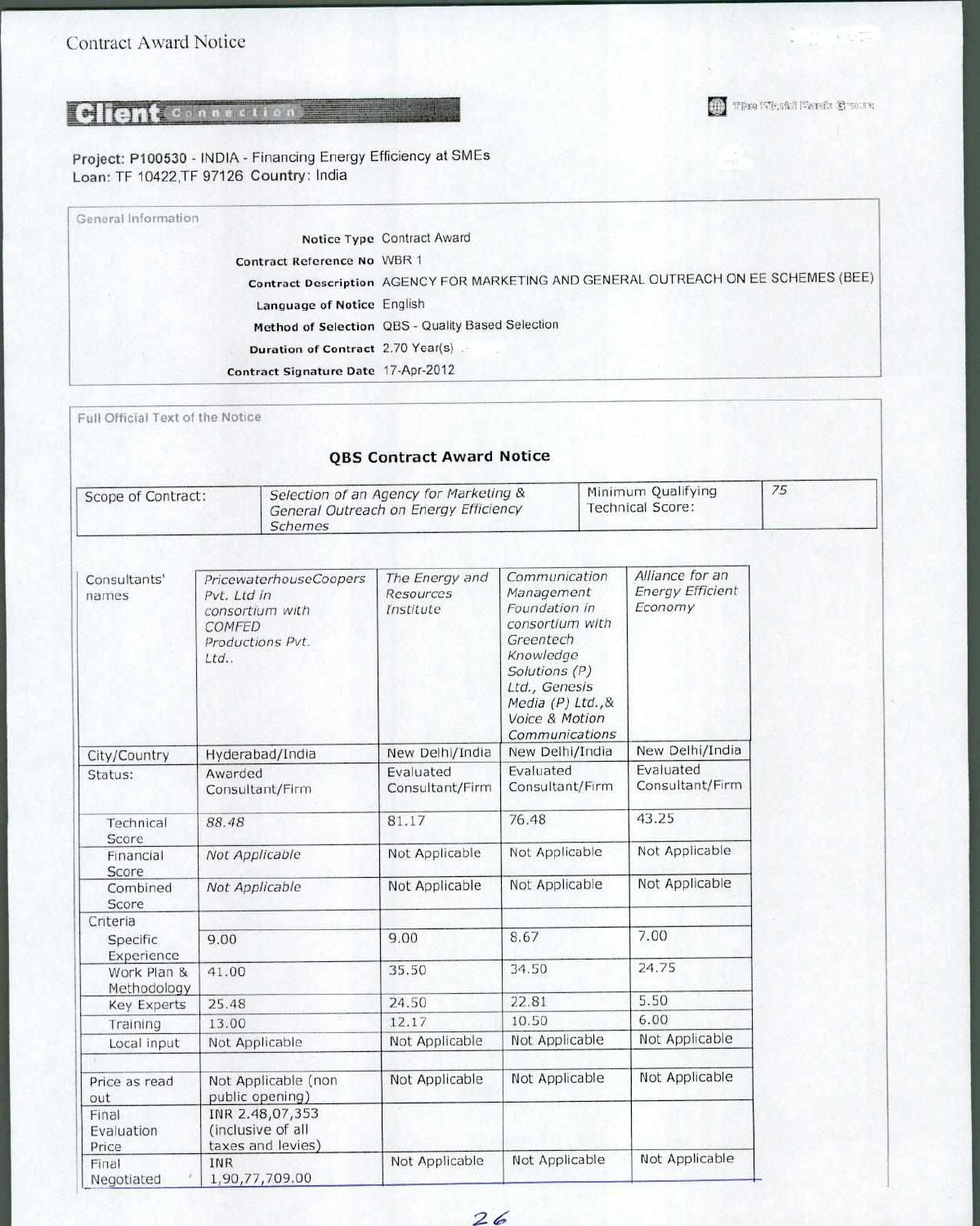Contract Award Notice

**Client** Connection

The World Bank Group

**Project: P100530 - INDIA - Financing Energy Efficiency at SMEs**
**Loan: TF 10422,TF 97126 Country: India**

General Information

| | |
|---|---|
| **Notice Type** | Contract Award |
| **Contract Reference No** | WBR 1 |
| **Contract Description** | AGENCY FOR MARKETING AND GENERAL OUTREACH ON EE SCHEMES (BEE) |
| **Language of Notice** | English |
| **Method of Selection** | QBS - Quality Based Selection |
| **Duration of Contract** | 2.70 Year(s) |
| **Contract Signature Date** | 17-Apr-2012 |

Full Official Text of the Notice

## QBS Contract Award Notice

| Scope of Contract: | *Selection of an Agency for Marketing & General Outreach on Energy Efficiency Schemes* | Minimum Qualifying Technical Score: | *75* |
|---|---|---|---|

| Consultants' names | *PricewaterhouseCoopers Pvt. Ltd in consortium with COMFED Productions Pvt. Ltd..* | *The Energy and Resources Institute* | *Communication Management Foundation in consortium with Greentech Knowledge Solutions (P) Ltd., Genesis Media (P) Ltd.,& Voice & Motion Communications* | *Alliance for an Energy Efficient Economy* |
|---|---|---|---|---|
| City/Country | Hyderabad/India | New Delhi/India | New Delhi/India | New Delhi/India |
| Status: | Awarded Consultant/Firm | Evaluated Consultant/Firm | Evaluated Consultant/Firm | Evaluated Consultant/Firm |
| Technical Score | *88.48* | 81.17 | 76.48 | 43.25 |
| Financial Score | *Not Applicable* | Not Applicable | Not Applicable | Not Applicable |
| Combined Score | *Not Applicable* | Not Applicable | Not Applicable | Not Applicable |
| Criteria | | | | |
| Specific Experience | 9.00 | 9.00 | 8.67 | 7.00 |
| Work Plan & Methodology | 41.00 | 35.50 | 34.50 | 24.75 |
| Key Experts | 25.48 | 24.50 | 22.81 | 5.50 |
| Training | 13.00 | 12.17 | 10.50 | 6.00 |
| Local input | Not Applicable | Not Applicable | Not Applicable | Not Applicable |
| | | | | |
| Price as read out | Not Applicable (non public opening) | Not Applicable | Not Applicable | Not Applicable |
| Final Evaluation Price | INR 2,48,07,353 (inclusive of all taxes and levies) | | | |
| Final Negotiated | INR 1,90,77,709.00 | Not Applicable | Not Applicable | Not Applicable |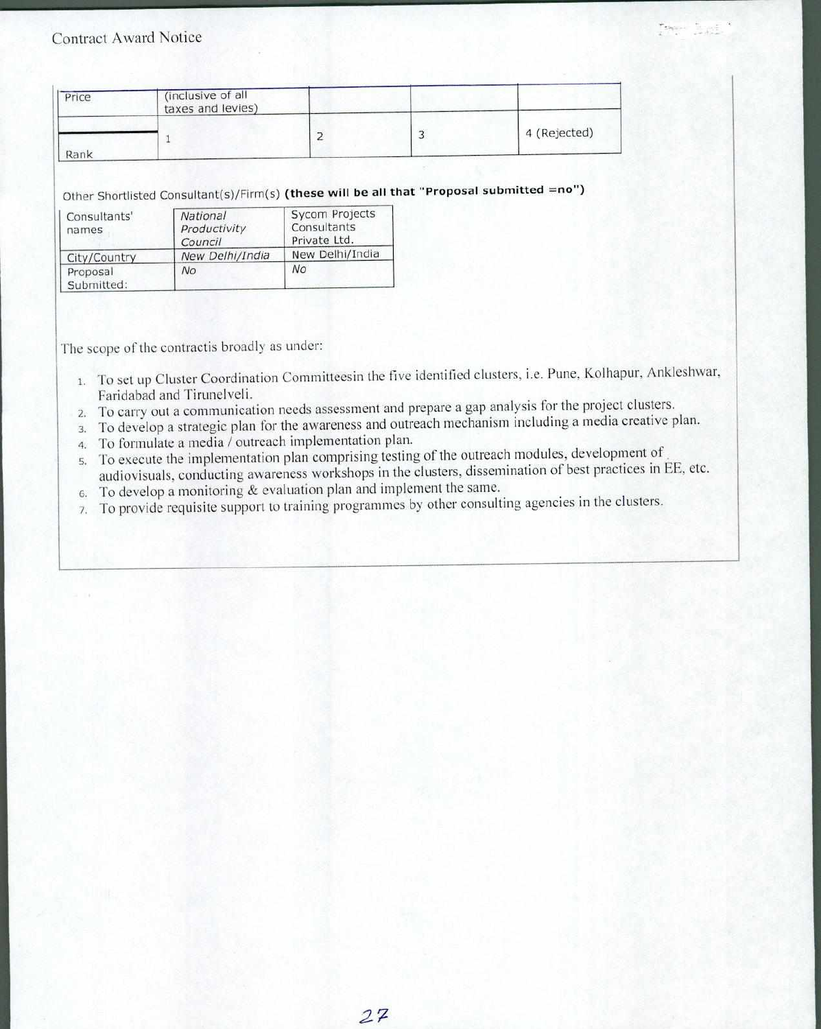| | | | | |
|---|---|---|---|---|
| Price | (inclusive of all taxes and levies) | | | |
| Rank | 1 | 2 | 3 | 4 (Rejected) |

Other Shortlisted Consultant(s)/Firm(s) **(these will be all that "Proposal submitted =no")**

| | | |
|---|---|---|
| Consultants' names | *National Productivity Council* | Sycom Projects Consultants Private Ltd. |
| City/Country | *New Delhi/India* | New Delhi/India |
| Proposal Submitted: | *No* | *No* |

The scope of the contractis broadly as under:

1. To set up Cluster Coordination Committeesin the five identified clusters, i.e. Pune, Kolhapur, Ankleshwar, Faridabad and Tirunelveli.
2. To carry out a communication needs assessment and prepare a gap analysis for the project clusters.
3. To develop a strategic plan for the awareness and outreach mechanism including a media creative plan.
4. To formulate a media / outreach implementation plan.
5. To execute the implementation plan comprising testing of the outreach modules, development of audiovisuals, conducting awareness workshops in the clusters, dissemination of best practices in EE, etc.
6. To develop a monitoring & evaluation plan and implement the same.
7. To provide requisite support to training programmes by other consulting agencies in the clusters.